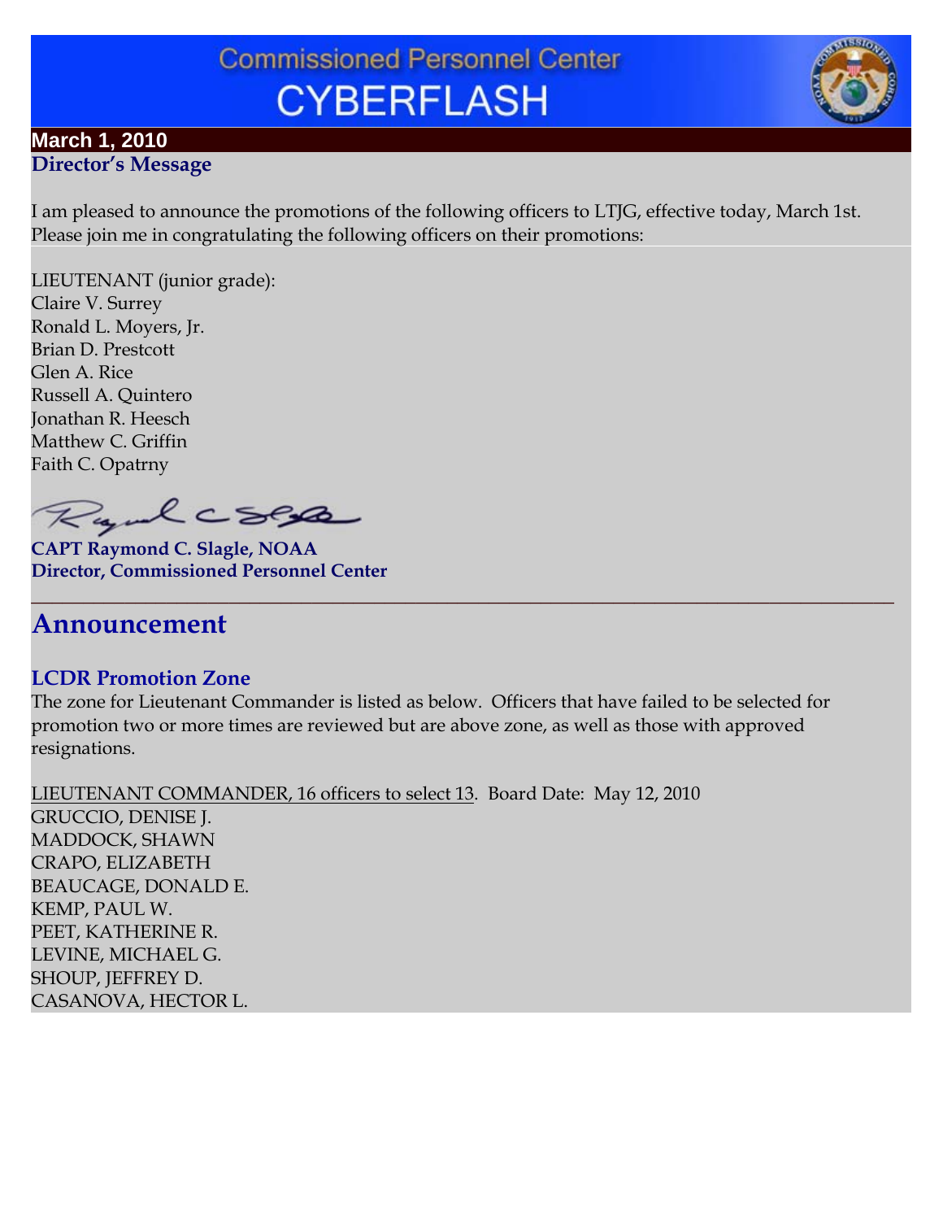# Commissioned Personnel Center CYBERFLASH

**March 1, 2010**

## Director's Message

I am pleased to announce the promotions of the following officers to LTJG, effective today, March 1st. Please join me in congratulating the following officers on their promotions:

LIEUTENANT (junior grade):
Claire V. Surrey
Ronald L. Moyers, Jr.
Brian D. Prestcott
Glen A. Rice
Russell A. Quintero
Jonathan R. Heesch
Matthew C. Griffin
Faith C. Opatrny

**CAPT Raymond C. Slagle, NOAA**
**Director, Commissioned Personnel Center**

---

## Announcement

### LCDR Promotion Zone

The zone for Lieutenant Commander is listed as below. Officers that have failed to be selected for promotion two or more times are reviewed but are above zone, as well as those with approved resignations.

<u>LIEUTENANT COMMANDER, 16 officers to select 13</u>. Board Date: May 12, 2010
GRUCCIO, DENISE J.
MADDOCK, SHAWN
CRAPO, ELIZABETH
BEAUCAGE, DONALD E.
KEMP, PAUL W.
PEET, KATHERINE R.
LEVINE, MICHAEL G.
SHOUP, JEFFREY D.
CASANOVA, HECTOR L.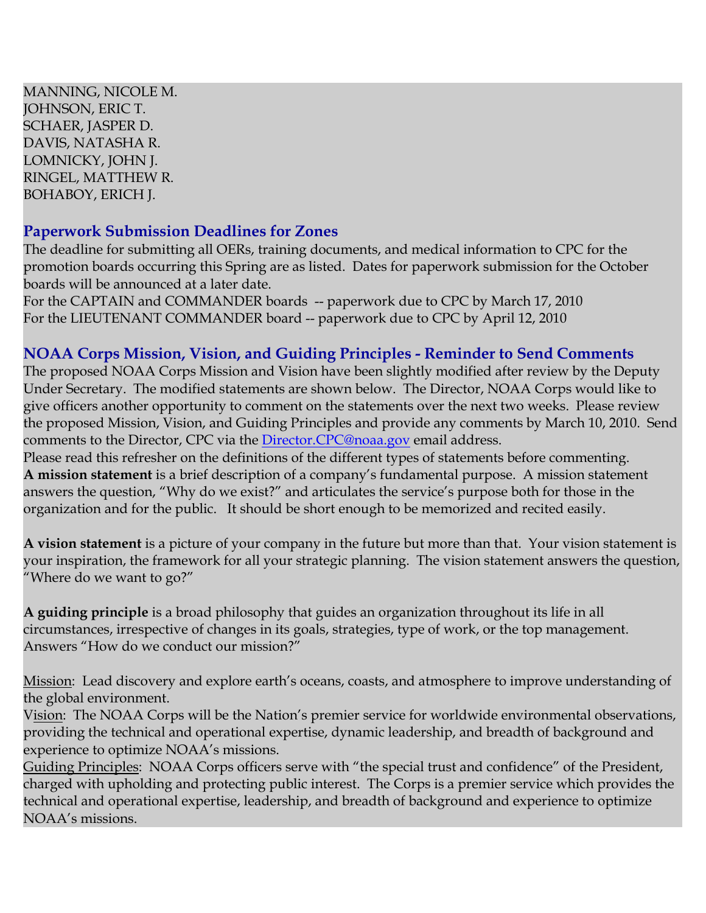MANNING, NICOLE M.
JOHNSON, ERIC T.
SCHAER, JASPER D.
DAVIS, NATASHA R.
LOMNICKY, JOHN J.
RINGEL, MATTHEW R.
BOHABOY, ERICH J.

## Paperwork Submission Deadlines for Zones

The deadline for submitting all OERs, training documents, and medical information to CPC for the promotion boards occurring this Spring are as listed. Dates for paperwork submission for the October boards will be announced at a later date.

For the CAPTAIN and COMMANDER boards -- paperwork due to CPC by March 17, 2010
For the LIEUTENANT COMMANDER board -- paperwork due to CPC by April 12, 2010

## NOAA Corps Mission, Vision, and Guiding Principles - Reminder to Send Comments

The proposed NOAA Corps Mission and Vision have been slightly modified after review by the Deputy Under Secretary. The modified statements are shown below. The Director, NOAA Corps would like to give officers another opportunity to comment on the statements over the next two weeks. Please review the proposed Mission, Vision, and Guiding Principles and provide any comments by March 10, 2010. Send comments to the Director, CPC via the Director.CPC@noaa.gov email address.

Please read this refresher on the definitions of the different types of statements before commenting.

**A mission statement** is a brief description of a company's fundamental purpose. A mission statement answers the question, "Why do we exist?" and articulates the service's purpose both for those in the organization and for the public. It should be short enough to be memorized and recited easily.

**A vision statement** is a picture of your company in the future but more than that. Your vision statement is your inspiration, the framework for all your strategic planning. The vision statement answers the question, "Where do we want to go?"

**A guiding principle** is a broad philosophy that guides an organization throughout its life in all circumstances, irrespective of changes in its goals, strategies, type of work, or the top management. Answers "How do we conduct our mission?"

Mission: Lead discovery and explore earth's oceans, coasts, and atmosphere to improve understanding of the global environment.

Vision: The NOAA Corps will be the Nation's premier service for worldwide environmental observations, providing the technical and operational expertise, dynamic leadership, and breadth of background and experience to optimize NOAA's missions.

Guiding Principles: NOAA Corps officers serve with "the special trust and confidence" of the President, charged with upholding and protecting public interest. The Corps is a premier service which provides the technical and operational expertise, leadership, and breadth of background and experience to optimize NOAA's missions.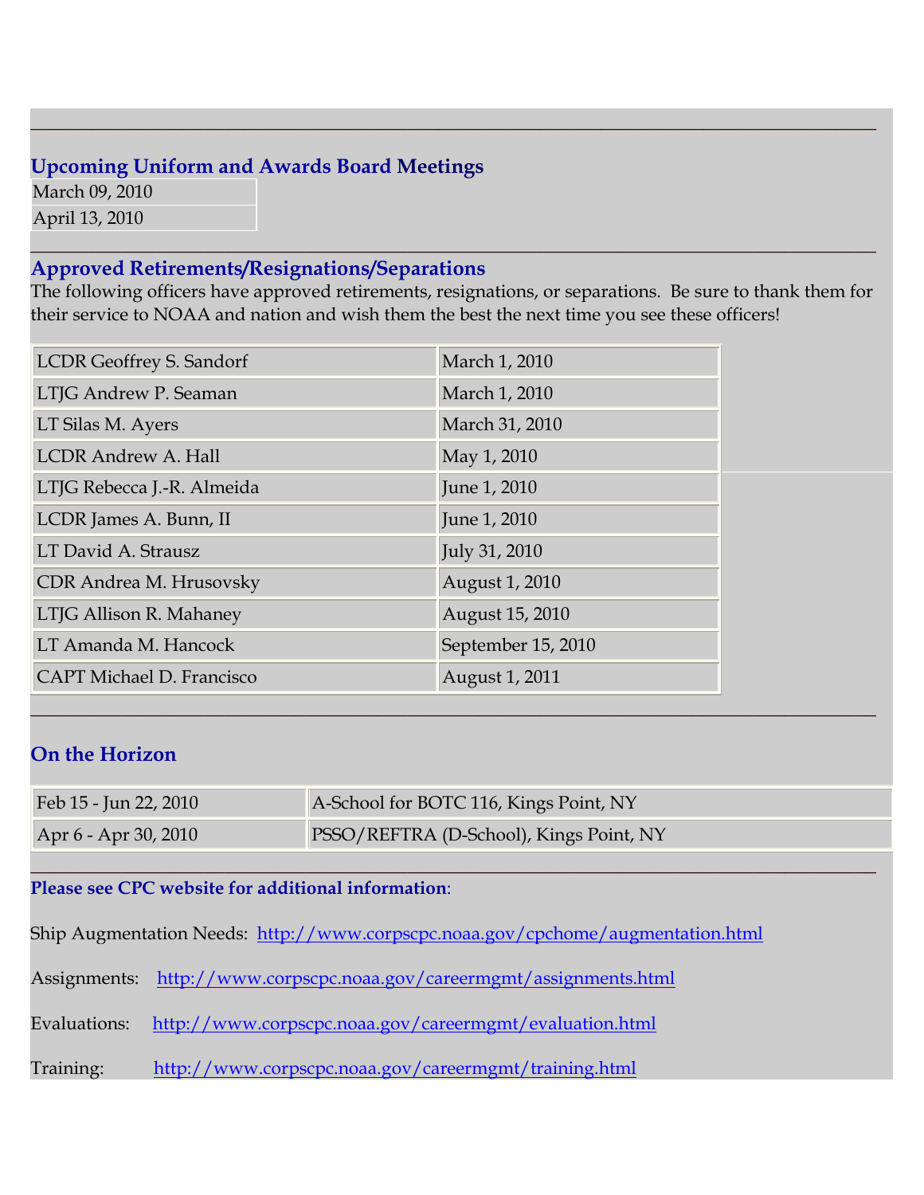---

## Upcoming Uniform and Awards Board Meetings

| |
|---|
| March 09, 2010 |
| April 13, 2010 |

---

## Approved Retirements/Resignations/Separations

The following officers have approved retirements, resignations, or separations. Be sure to thank them for their service to NOAA and nation and wish them the best the next time you see these officers!

| | |
|---|---|
| LCDR Geoffrey S. Sandorf | March 1, 2010 |
| LTJG Andrew P. Seaman | March 1, 2010 |
| LT Silas M. Ayers | March 31, 2010 |
| LCDR Andrew A. Hall | May 1, 2010 |
| LTJG Rebecca J.-R. Almeida | June 1, 2010 |
| LCDR James A. Bunn, II | June 1, 2010 |
| LT David A. Strausz | July 31, 2010 |
| CDR Andrea M. Hrusovsky | August 1, 2010 |
| LTJG Allison R. Mahaney | August 15, 2010 |
| LT Amanda M. Hancock | September 15, 2010 |
| CAPT Michael D. Francisco | August 1, 2011 |

---

## On the Horizon

| | |
|---|---|
| Feb 15 - Jun 22, 2010 | A-School for BOTC 116, Kings Point, NY |
| Apr 6 - Apr 30, 2010 | PSSO/REFTRA (D-School), Kings Point, NY |

---

**Please see CPC website for additional information**:

Ship Augmentation Needs: http://www.corpscpc.noaa.gov/cpchome/augmentation.html

Assignments: http://www.corpscpc.noaa.gov/careermgmt/assignments.html

Evaluations: http://www.corpscpc.noaa.gov/careermgmt/evaluation.html

Training: http://www.corpscpc.noaa.gov/careermgmt/training.html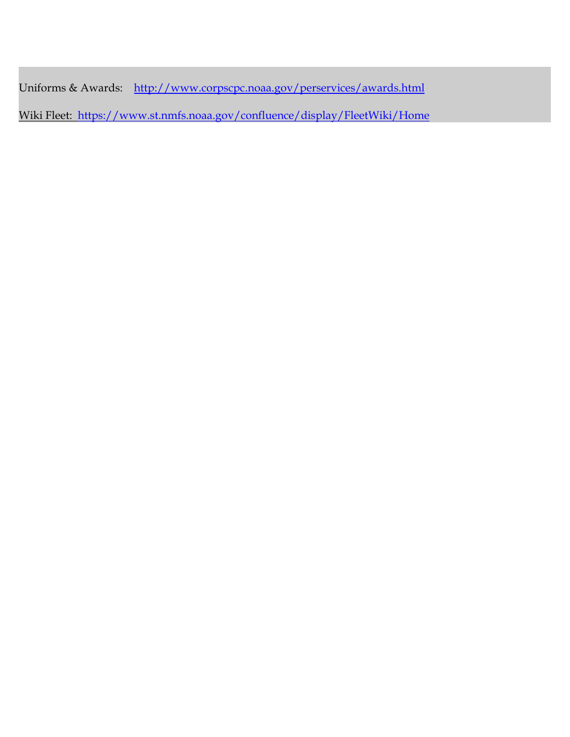Uniforms & Awards: http://www.corpscpc.noaa.gov/perservices/awards.html

Wiki Fleet: https://www.st.nmfs.noaa.gov/confluence/display/FleetWiki/Home